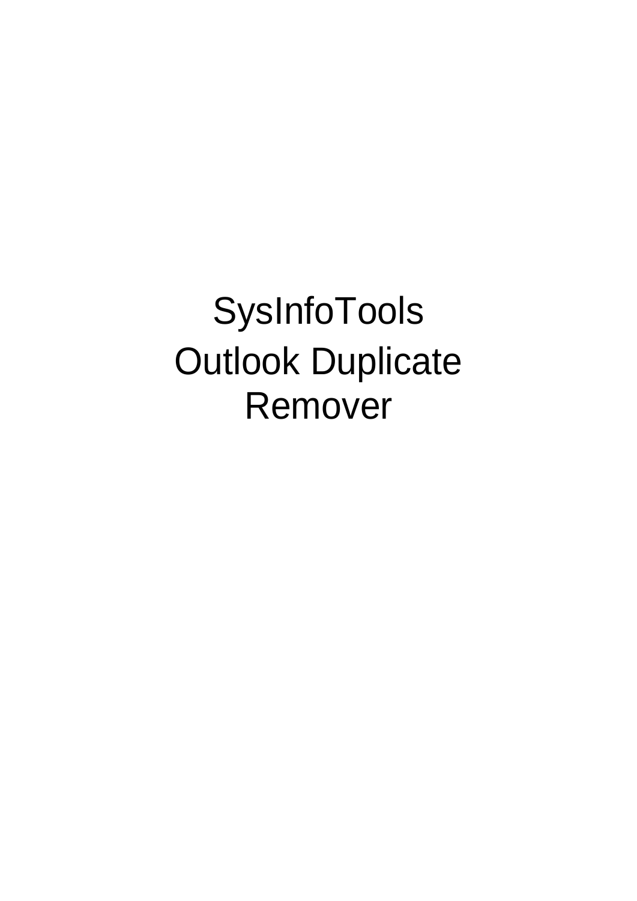# SysInfoTools
# Outlook Duplicate Remover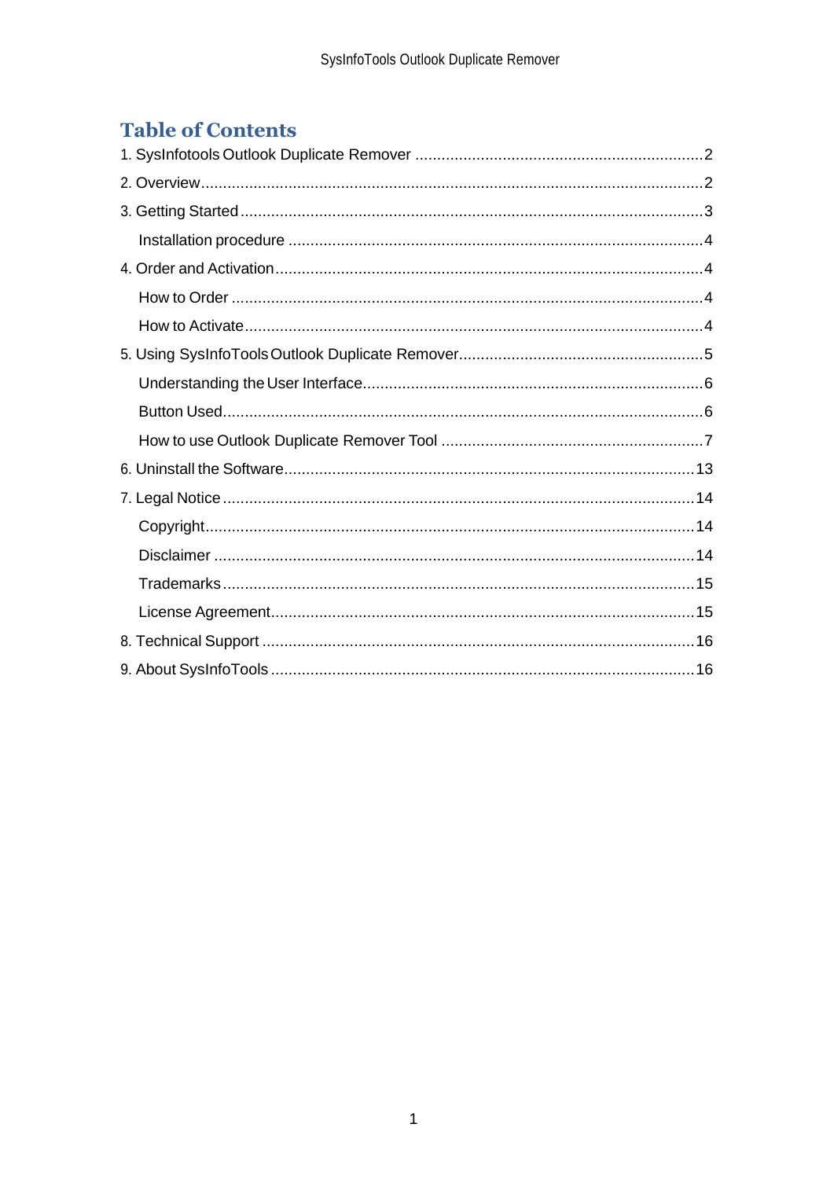# Table of Contents

1. SysInfotools Outlook Duplicate Remover ....................................................................2
2. Overview...........................................................................................................................2
3. Getting Started..................................................................................................................3
    - Installation procedure ..................................................................................................4
4. Order and Activation..........................................................................................................4
    - How to Order ................................................................................................................4
    - How to Activate.............................................................................................................4
5. Using SysInfoTools Outlook Duplicate Remover.............................................................5
    - Understanding the User Interface.................................................................................6
    - Button Used...................................................................................................................6
    - How to use Outlook Duplicate Remover Tool ...............................................................7
6. Uninstall the Software......................................................................................................13
7. Legal Notice ....................................................................................................................14
    - Copyright......................................................................................................................14
    - Disclaimer ....................................................................................................................14
    - Trademarks...................................................................................................................15
    - License Agreement........................................................................................................15
8. Technical Support ............................................................................................................16
9. About SysInfoTools ..........................................................................................................16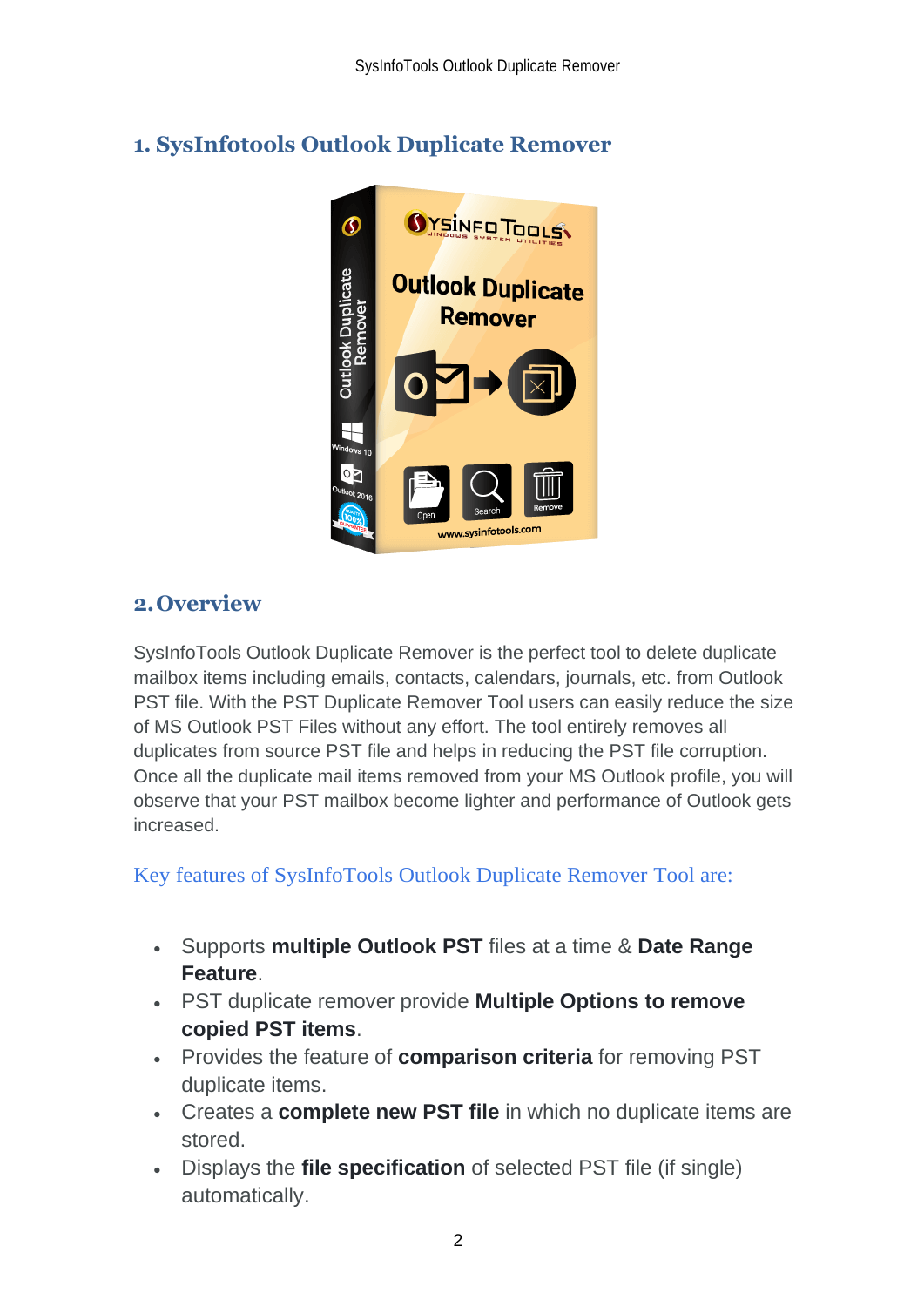## 1. SysInfotools Outlook Duplicate Remover

## 2. Overview

SysInfoTools Outlook Duplicate Remover is the perfect tool to delete duplicate mailbox items including emails, contacts, calendars, journals, etc. from Outlook PST file. With the PST Duplicate Remover Tool users can easily reduce the size of MS Outlook PST Files without any effort. The tool entirely removes all duplicates from source PST file and helps in reducing the PST file corruption. Once all the duplicate mail items removed from your MS Outlook profile, you will observe that your PST mailbox become lighter and performance of Outlook gets increased.

### Key features of SysInfoTools Outlook Duplicate Remover Tool are:

- Supports **multiple Outlook PST** files at a time & **Date Range Feature**.
- PST duplicate remover provide **Multiple Options to remove copied PST items**.
- Provides the feature of **comparison criteria** for removing PST duplicate items.
- Creates a **complete new PST file** in which no duplicate items are stored.
- Displays the **file specification** of selected PST file (if single) automatically.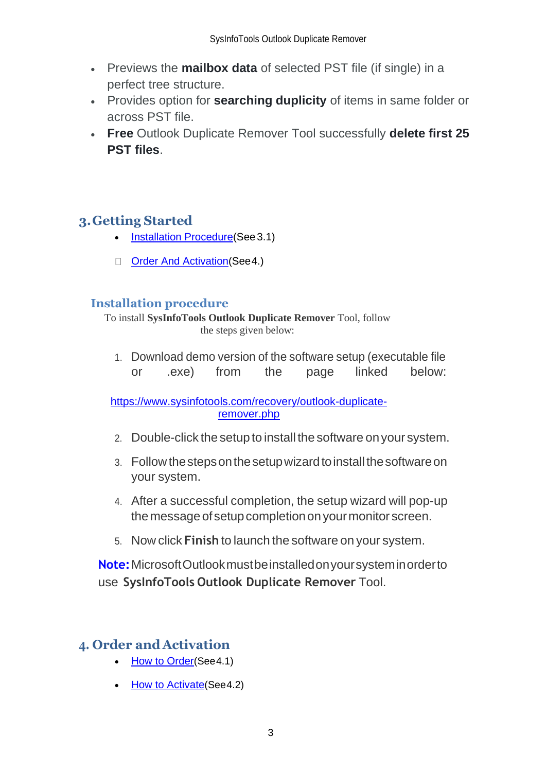- Previews the **mailbox data** of selected PST file (if single) in a perfect tree structure.
- Provides option for **searching duplicity** of items in same folder or across PST file.
- **Free** Outlook Duplicate Remover Tool successfully **delete first 25 PST files**.

## 3. Getting Started

- Installation Procedure(See 3.1)
- Order And Activation(See 4.)

### Installation procedure

To install **SysInfoTools Outlook Duplicate Remover** Tool, follow the steps given below:

1. Download demo version of the software setup (executable file or .exe) from the page linked below:

   https://www.sysinfotools.com/recovery/outlook-duplicate-remover.php

2. Double-click the setup to install the software on your system.
3. Follow the steps on the setup wizard to install the software on your system.
4. After a successful completion, the setup wizard will pop-up the message of setup completion on your monitor screen.
5. Now click **Finish** to launch the software on your system.

**Note:** Microsoft Outlook must be installed on your system in order to use **SysInfoTools Outlook Duplicate Remover** Tool.

## 4. Order and Activation

- How to Order(See 4.1)
- How to Activate(See 4.2)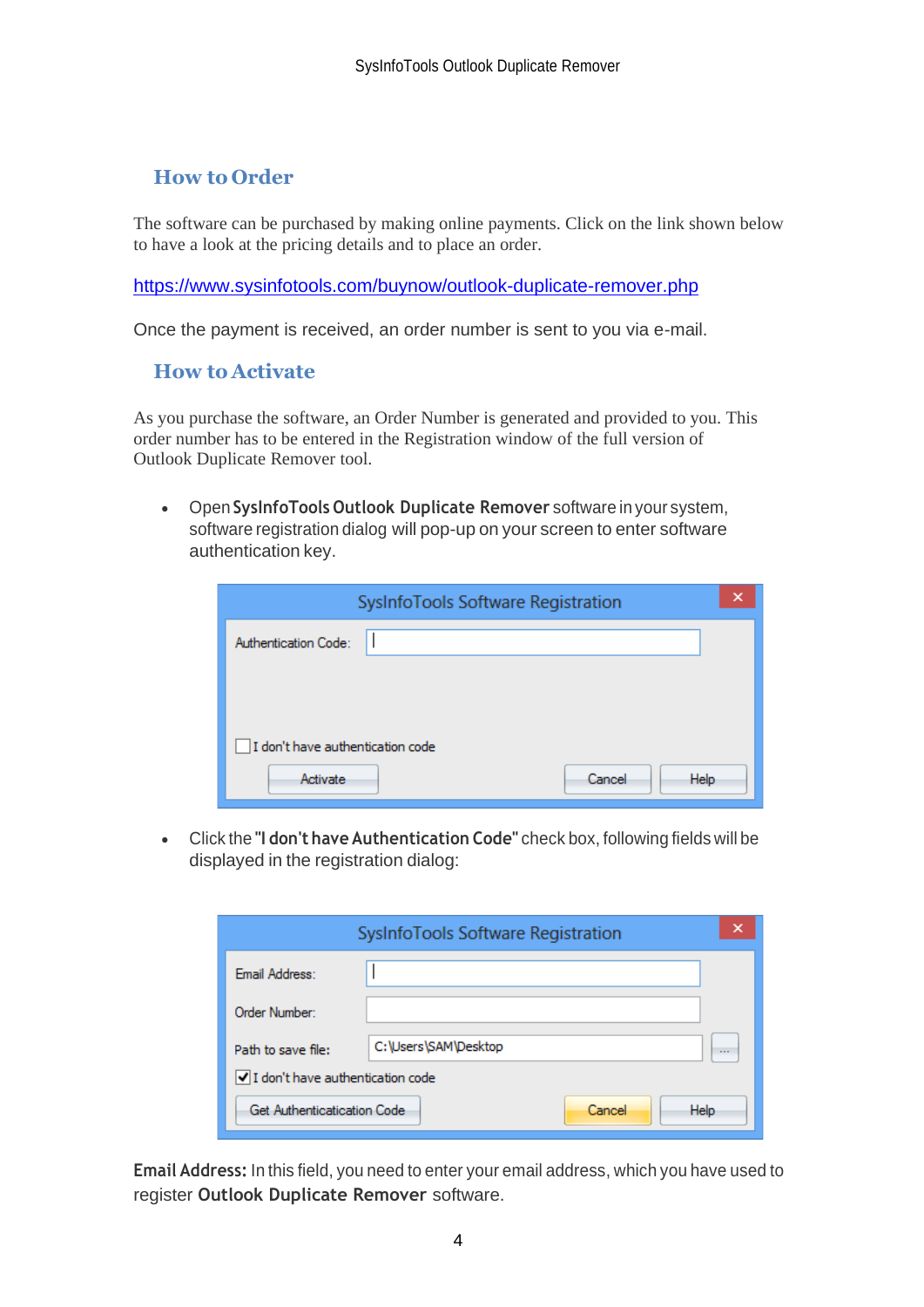## How to Order

The software can be purchased by making online payments. Click on the link shown below to have a look at the pricing details and to place an order.

https://www.sysinfotools.com/buynow/outlook-duplicate-remover.php

Once the payment is received, an order number is sent to you via e-mail.

## How to Activate

As you purchase the software, an Order Number is generated and provided to you. This order number has to be entered in the Registration window of the full version of Outlook Duplicate Remover tool.

- Open **SysInfoTools Outlook Duplicate Remover** software in your system, software registration dialog will pop-up on your screen to enter software authentication key.

- Click the **"I don't have Authentication Code"** check box, following fields will be displayed in the registration dialog:

**Email Address:** In this field, you need to enter your email address, which you have used to register **Outlook Duplicate Remover** software.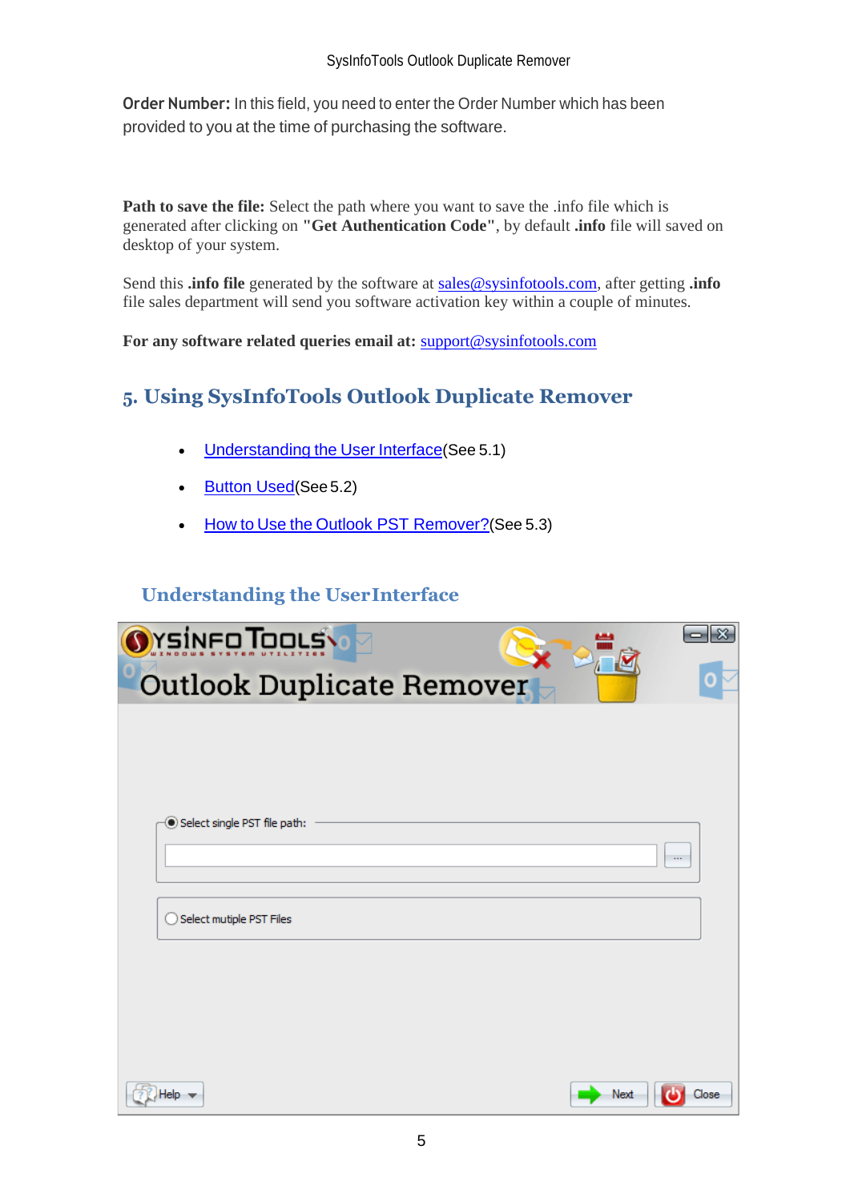**Order Number:** In this field, you need to enter the Order Number which has been provided to you at the time of purchasing the software.

**Path to save the file:** Select the path where you want to save the .info file which is generated after clicking on **"Get Authentication Code"**, by default **.info** file will saved on desktop of your system.

Send this **.info file** generated by the software at sales@sysinfotools.com, after getting **.info** file sales department will send you software activation key within a couple of minutes.

**For any software related queries email at:** support@sysinfotools.com

## 5. Using SysInfoTools Outlook Duplicate Remover

- Understanding the User Interface(See 5.1)
- Button Used(See 5.2)
- How to Use the Outlook PST Remover?(See 5.3)

### Understanding the UserInterface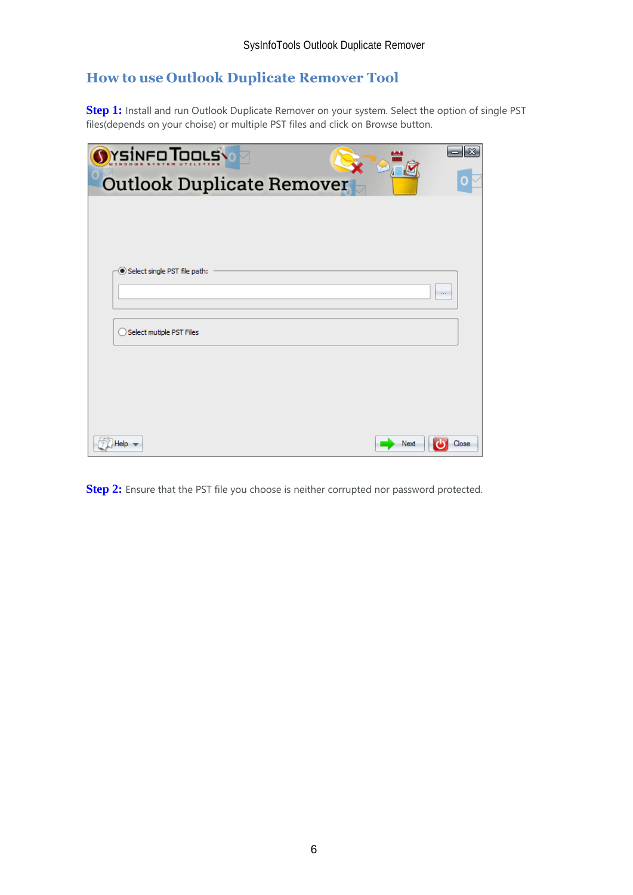## How to use Outlook Duplicate Remover Tool

**Step 1:** Install and run Outlook Duplicate Remover on your system. Select the option of single PST files(depends on your choise) or multiple PST files and click on Browse button.

**Step 2:** Ensure that the PST file you choose is neither corrupted nor password protected.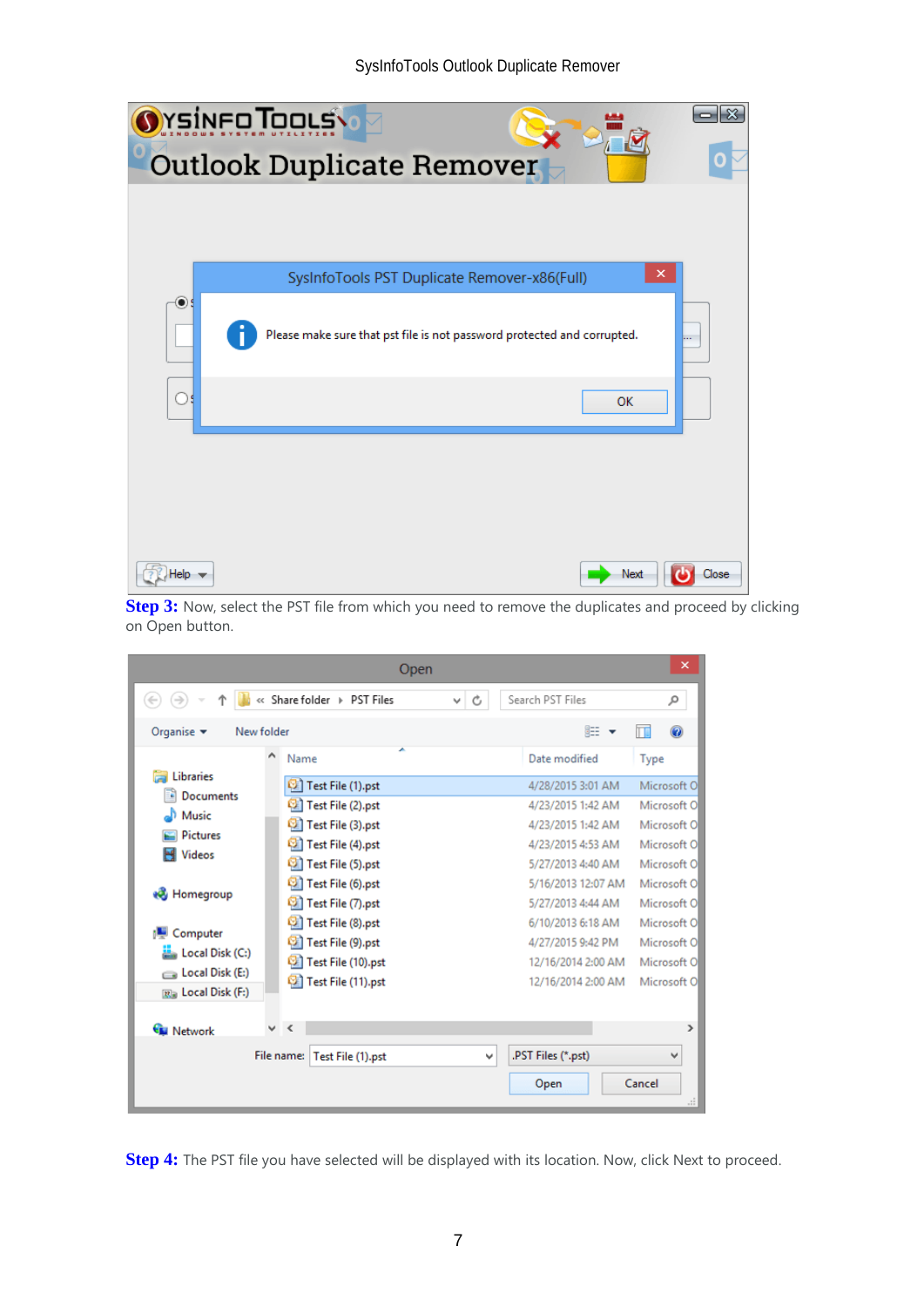**Step 3:** Now, select the PST file from which you need to remove the duplicates and proceed by clicking on Open button.

**Step 4:** The PST file you have selected will be displayed with its location. Now, click Next to proceed.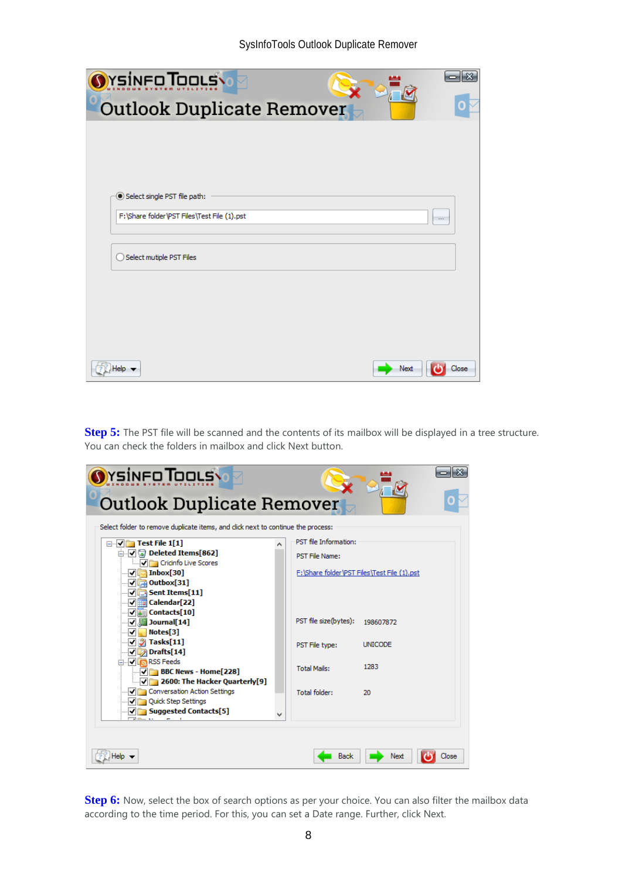**Step 5:** The PST file will be scanned and the contents of its mailbox will be displayed in a tree structure. You can check the folders in mailbox and click Next button.

**Step 6:** Now, select the box of search options as per your choice. You can also filter the mailbox data according to the time period. For this, you can set a Date range. Further, click Next.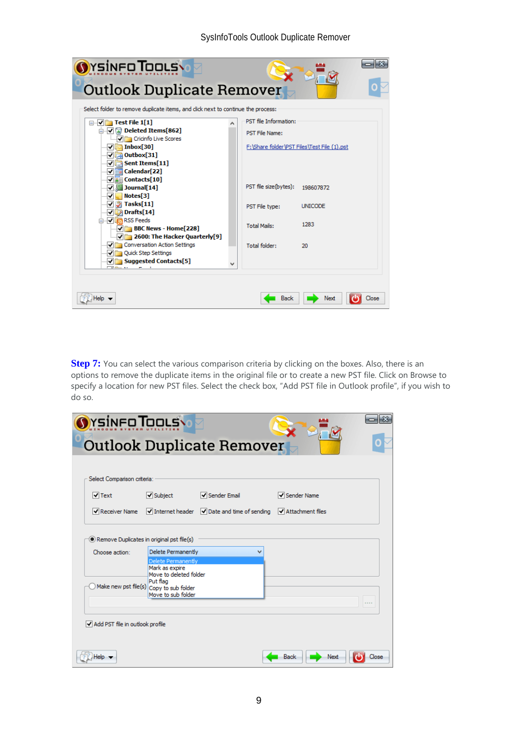**Step 7:** You can select the various comparison criteria by clicking on the boxes. Also, there is an options to remove the duplicate items in the original file or to create a new PST file. Click on Browse to specify a location for new PST files. Select the check box, "Add PST file in Outlook profile", if you wish to do so.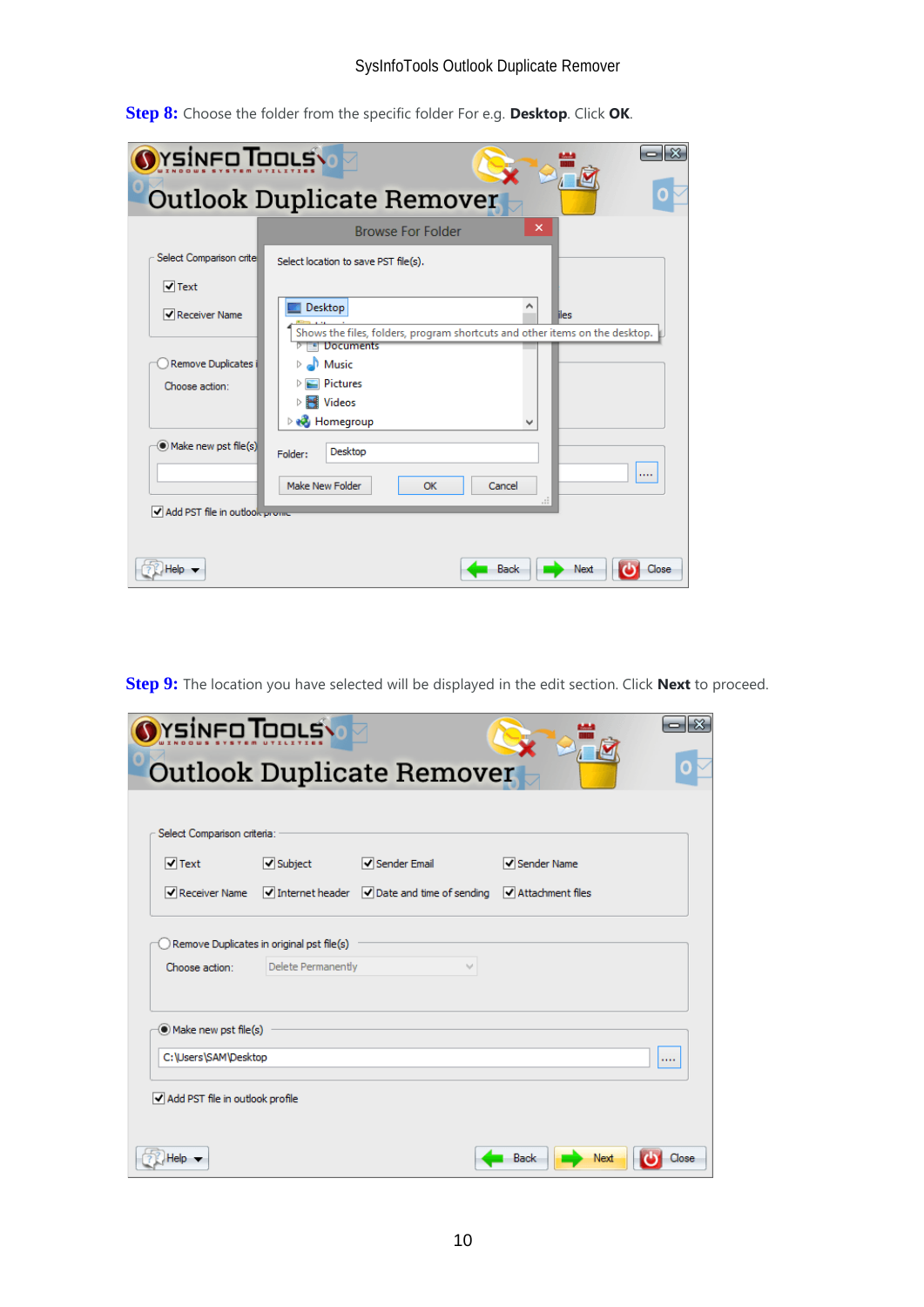**Step 8:** Choose the folder from the specific folder For e.g. **Desktop**. Click **OK**.

**Step 9:** The location you have selected will be displayed in the edit section. Click **Next** to proceed.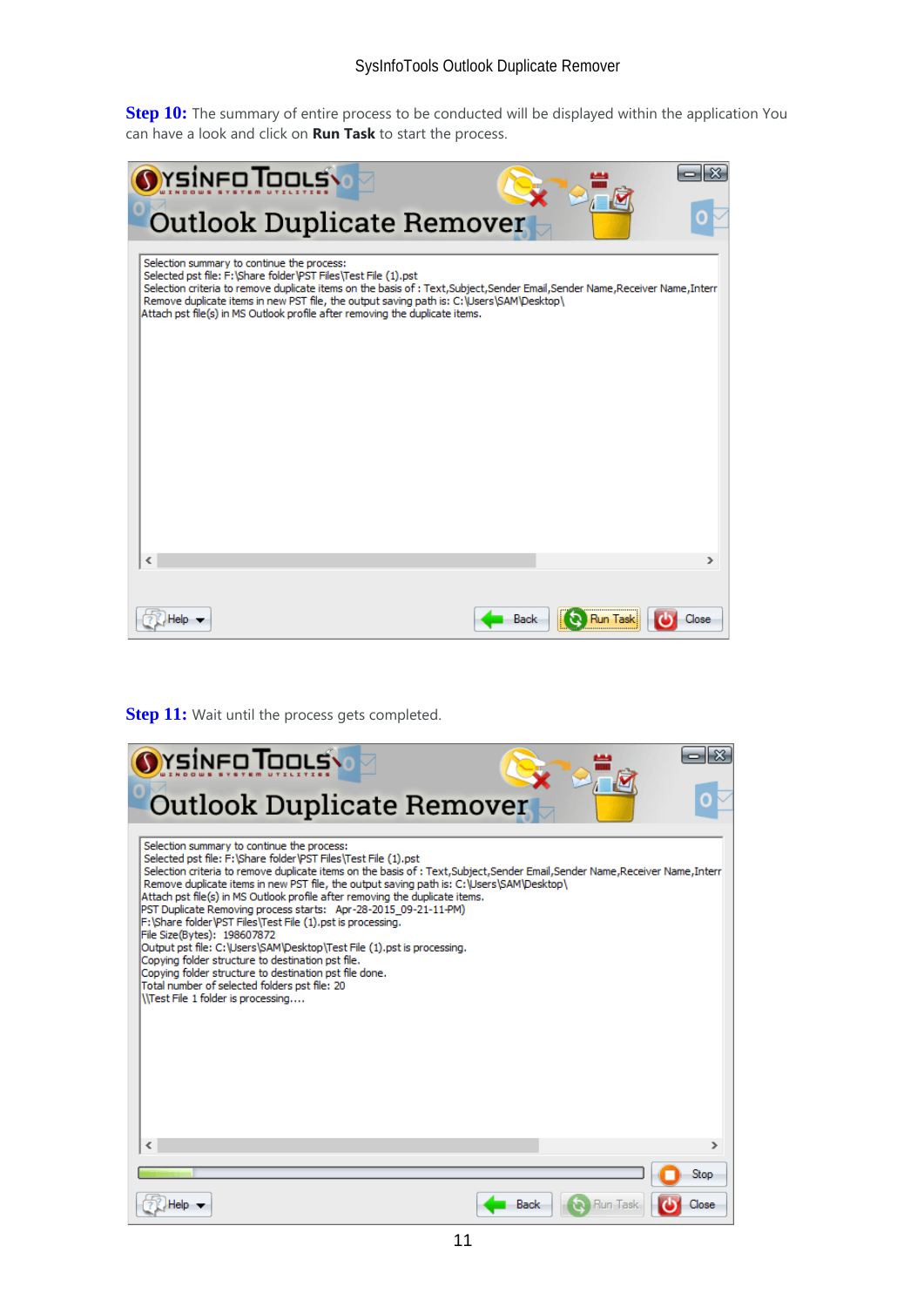**Step 10:** The summary of entire process to be conducted will be displayed within the application You can have a look and click on **Run Task** to start the process.

**Step 11:** Wait until the process gets completed.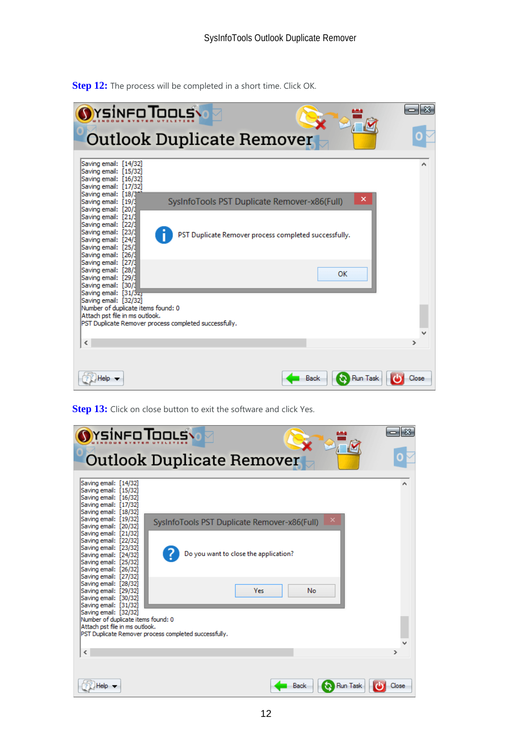**Step 12:** The process will be completed in a short time. Click OK.

**Step 13:** Click on close button to exit the software and click Yes.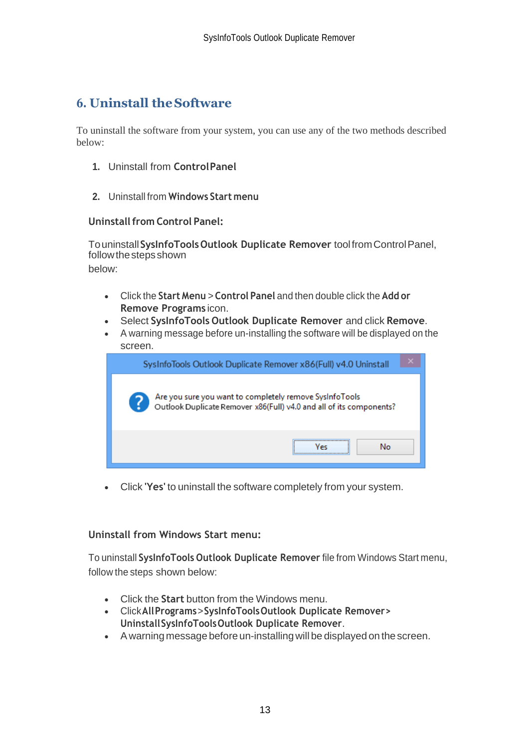## 6. Uninstall the Software

To uninstall the software from your system, you can use any of the two methods described below:

1. Uninstall from **Control Panel**

2. Uninstall from **Windows Start menu**

### Uninstall from Control Panel:

To uninstall **SysInfoTools Outlook Duplicate Remover** tool from Control Panel, follow the steps shown below:

- Click the **Start Menu** > **Control Panel** and then double click the **Add or Remove Programs** icon.
- Select **SysInfoTools Outlook Duplicate Remover** and click **Remove**.
- A warning message before un-installing the software will be displayed on the screen.

- Click **'Yes'** to uninstall the software completely from your system.

### Uninstall from Windows Start menu:

To uninstall **SysInfoTools Outlook Duplicate Remover** file from Windows Start menu, follow the steps shown below:

- Click the **Start** button from the Windows menu.
- Click **All Programs** > **SysInfoTools Outlook Duplicate Remover** > **Uninstall SysInfoTools Outlook Duplicate Remover**.
- A warning message before un-installing will be displayed on the screen.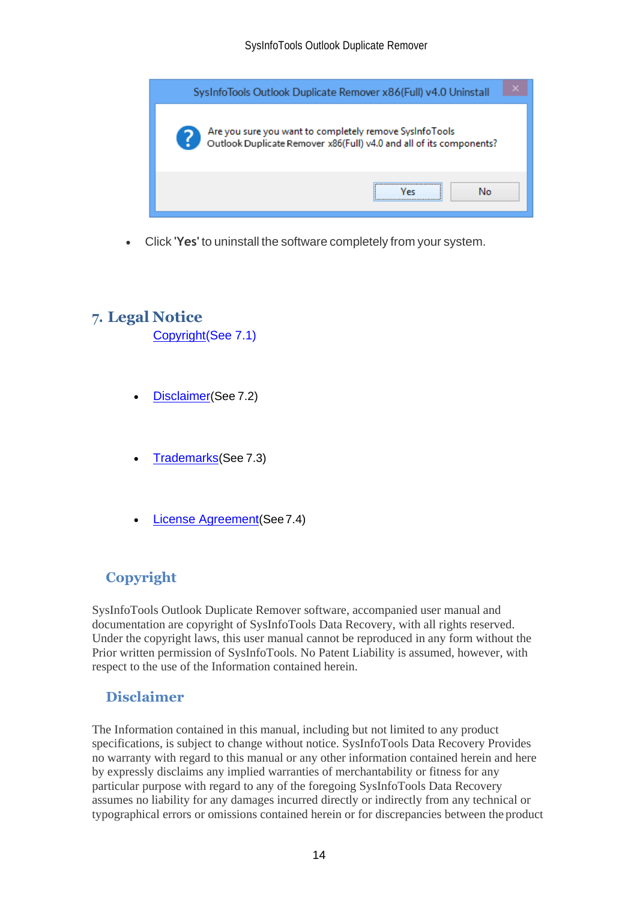- Click '**Yes**' to uninstall the software completely from your system.

## 7. Legal Notice

Copyright(See 7.1)

- Disclaimer(See 7.2)
- Trademarks(See 7.3)
- License Agreement(See 7.4)

### Copyright

SysInfoTools Outlook Duplicate Remover software, accompanied user manual and documentation are copyright of SysInfoTools Data Recovery, with all rights reserved. Under the copyright laws, this user manual cannot be reproduced in any form without the Prior written permission of SysInfoTools. No Patent Liability is assumed, however, with respect to the use of the Information contained herein.

### Disclaimer

The Information contained in this manual, including but not limited to any product specifications, is subject to change without notice. SysInfoTools Data Recovery Provides no warranty with regard to this manual or any other information contained herein and here by expressly disclaims any implied warranties of merchantability or fitness for any particular purpose with regard to any of the foregoing SysInfoTools Data Recovery assumes no liability for any damages incurred directly or indirectly from any technical or typographical errors or omissions contained herein or for discrepancies between the product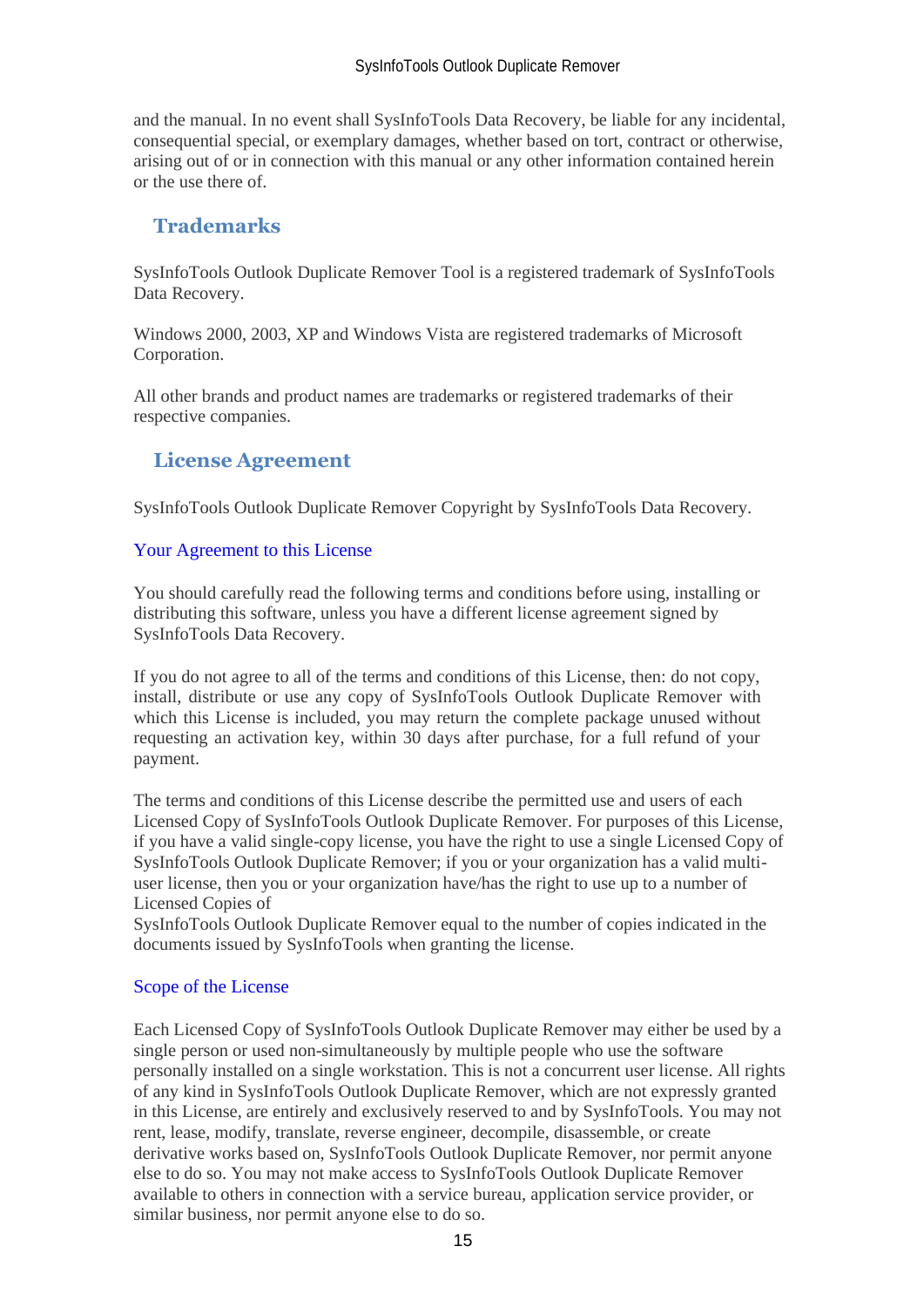and the manual. In no event shall SysInfoTools Data Recovery, be liable for any incidental, consequential special, or exemplary damages, whether based on tort, contract or otherwise, arising out of or in connection with this manual or any other information contained herein or the use there of.

## Trademarks

SysInfoTools Outlook Duplicate Remover Tool is a registered trademark of SysInfoTools Data Recovery.

Windows 2000, 2003, XP and Windows Vista are registered trademarks of Microsoft Corporation.

All other brands and product names are trademarks or registered trademarks of their respective companies.

## License Agreement

SysInfoTools Outlook Duplicate Remover Copyright by SysInfoTools Data Recovery.

### Your Agreement to this License

You should carefully read the following terms and conditions before using, installing or distributing this software, unless you have a different license agreement signed by SysInfoTools Data Recovery.

If you do not agree to all of the terms and conditions of this License, then: do not copy, install, distribute or use any copy of SysInfoTools Outlook Duplicate Remover with which this License is included, you may return the complete package unused without requesting an activation key, within 30 days after purchase, for a full refund of your payment.

The terms and conditions of this License describe the permitted use and users of each Licensed Copy of SysInfoTools Outlook Duplicate Remover. For purposes of this License, if you have a valid single-copy license, you have the right to use a single Licensed Copy of SysInfoTools Outlook Duplicate Remover; if you or your organization has a valid multi-user license, then you or your organization have/has the right to use up to a number of Licensed Copies of SysInfoTools Outlook Duplicate Remover equal to the number of copies indicated in the documents issued by SysInfoTools when granting the license.

### Scope of the License

Each Licensed Copy of SysInfoTools Outlook Duplicate Remover may either be used by a single person or used non-simultaneously by multiple people who use the software personally installed on a single workstation. This is not a concurrent user license. All rights of any kind in SysInfoTools Outlook Duplicate Remover, which are not expressly granted in this License, are entirely and exclusively reserved to and by SysInfoTools. You may not rent, lease, modify, translate, reverse engineer, decompile, disassemble, or create derivative works based on, SysInfoTools Outlook Duplicate Remover, nor permit anyone else to do so. You may not make access to SysInfoTools Outlook Duplicate Remover available to others in connection with a service bureau, application service provider, or similar business, nor permit anyone else to do so.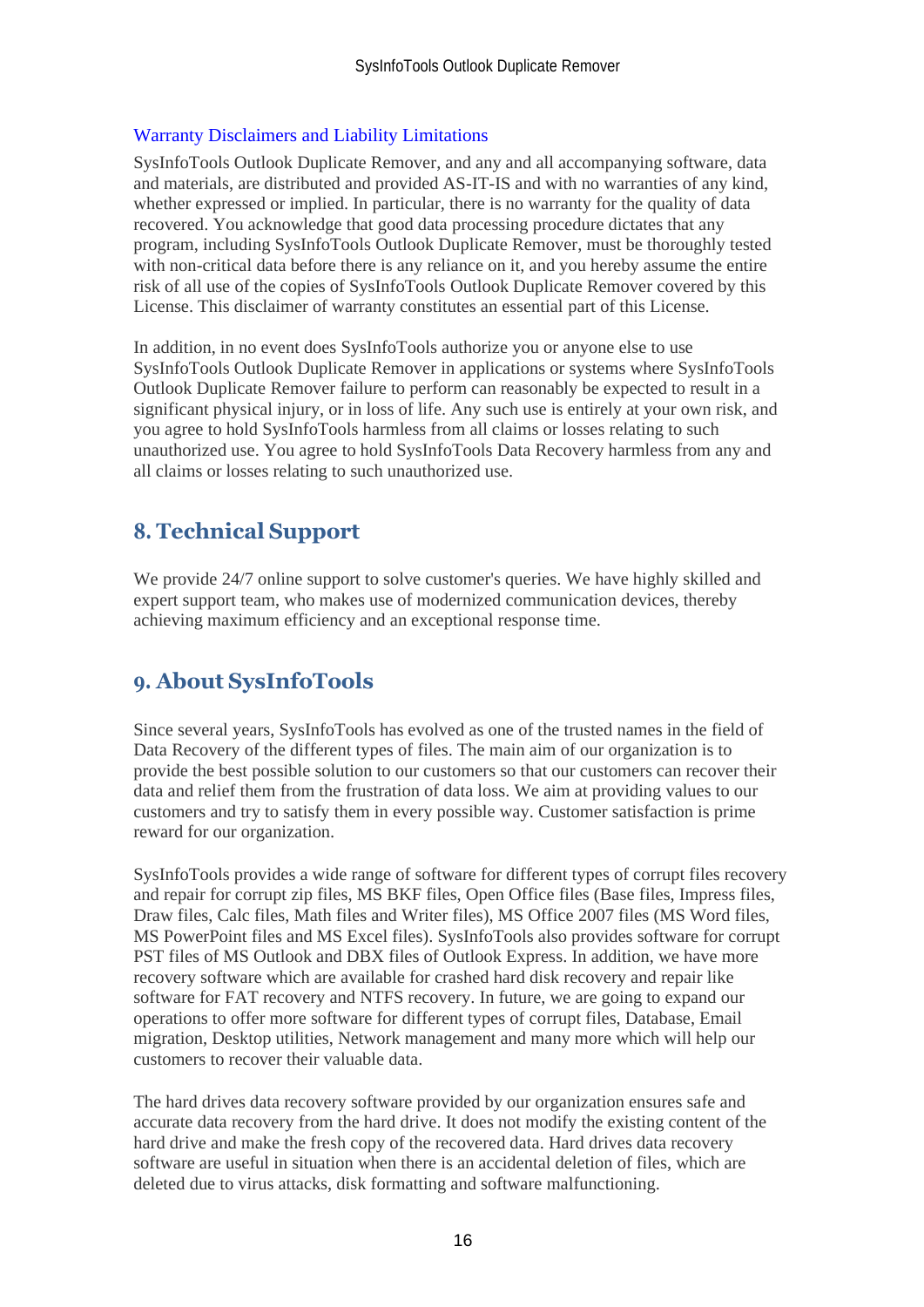### Warranty Disclaimers and Liability Limitations

SysInfoTools Outlook Duplicate Remover, and any and all accompanying software, data and materials, are distributed and provided AS-IT-IS and with no warranties of any kind, whether expressed or implied. In particular, there is no warranty for the quality of data recovered. You acknowledge that good data processing procedure dictates that any program, including SysInfoTools Outlook Duplicate Remover, must be thoroughly tested with non-critical data before there is any reliance on it, and you hereby assume the entire risk of all use of the copies of SysInfoTools Outlook Duplicate Remover covered by this License. This disclaimer of warranty constitutes an essential part of this License.

In addition, in no event does SysInfoTools authorize you or anyone else to use SysInfoTools Outlook Duplicate Remover in applications or systems where SysInfoTools Outlook Duplicate Remover failure to perform can reasonably be expected to result in a significant physical injury, or in loss of life. Any such use is entirely at your own risk, and you agree to hold SysInfoTools harmless from all claims or losses relating to such unauthorized use. You agree to hold SysInfoTools Data Recovery harmless from any and all claims or losses relating to such unauthorized use.

## 8. Technical Support

We provide 24/7 online support to solve customer's queries. We have highly skilled and expert support team, who makes use of modernized communication devices, thereby achieving maximum efficiency and an exceptional response time.

## 9. About SysInfoTools

Since several years, SysInfoTools has evolved as one of the trusted names in the field of Data Recovery of the different types of files. The main aim of our organization is to provide the best possible solution to our customers so that our customers can recover their data and relief them from the frustration of data loss. We aim at providing values to our customers and try to satisfy them in every possible way. Customer satisfaction is prime reward for our organization.

SysInfoTools provides a wide range of software for different types of corrupt files recovery and repair for corrupt zip files, MS BKF files, Open Office files (Base files, Impress files, Draw files, Calc files, Math files and Writer files), MS Office 2007 files (MS Word files, MS PowerPoint files and MS Excel files). SysInfoTools also provides software for corrupt PST files of MS Outlook and DBX files of Outlook Express. In addition, we have more recovery software which are available for crashed hard disk recovery and repair like software for FAT recovery and NTFS recovery. In future, we are going to expand our operations to offer more software for different types of corrupt files, Database, Email migration, Desktop utilities, Network management and many more which will help our customers to recover their valuable data.

The hard drives data recovery software provided by our organization ensures safe and accurate data recovery from the hard drive. It does not modify the existing content of the hard drive and make the fresh copy of the recovered data. Hard drives data recovery software are useful in situation when there is an accidental deletion of files, which are deleted due to virus attacks, disk formatting and software malfunctioning.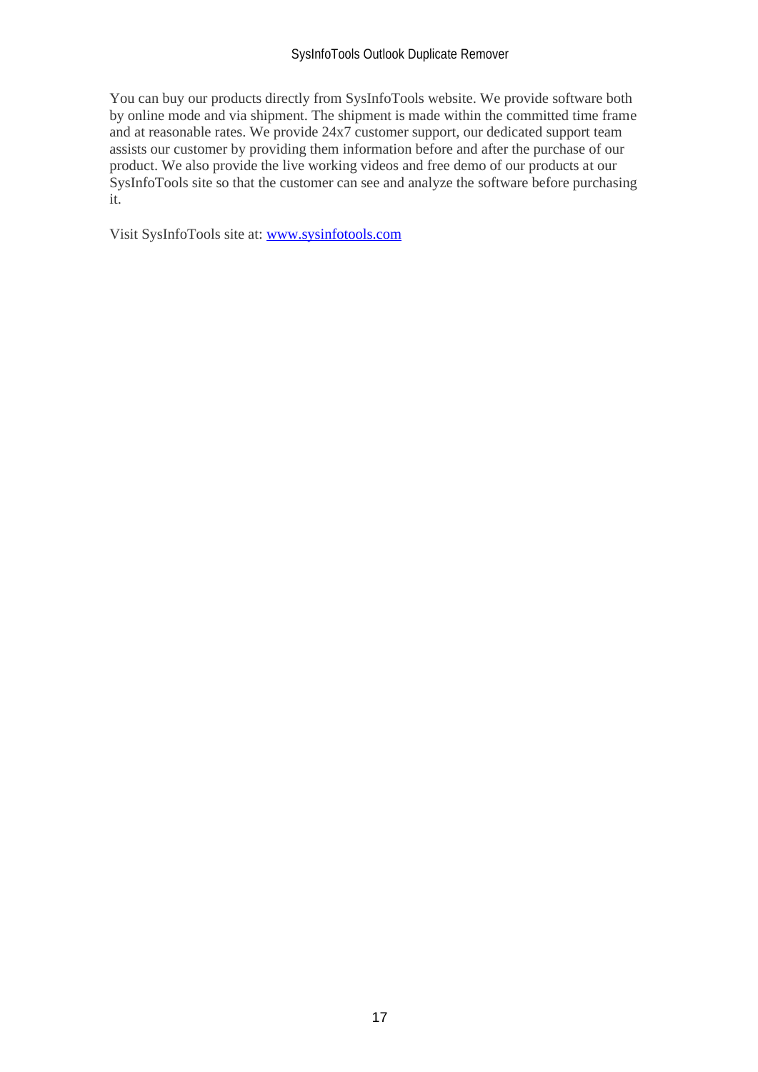You can buy our products directly from SysInfoTools website. We provide software both by online mode and via shipment. The shipment is made within the committed time frame and at reasonable rates. We provide 24x7 customer support, our dedicated support team assists our customer by providing them information before and after the purchase of our product. We also provide the live working videos and free demo of our products at our SysInfoTools site so that the customer can see and analyze the software before purchasing it.

Visit SysInfoTools site at: [www.sysinfotools.com](http://www.sysinfotools.com)